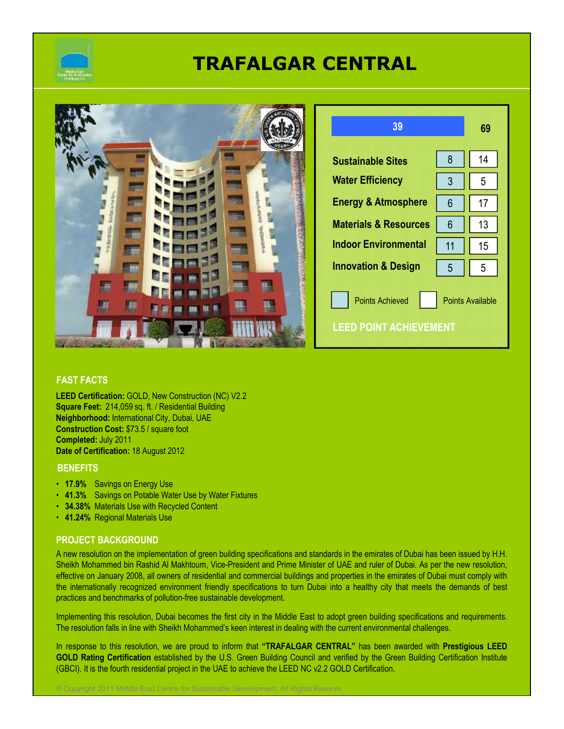# TRAFALGAR CENTRAL

| | Points Achieved | Points Available |
|---|---|---|
| Total | 39 | 69 |
| Sustainable Sites | 8 | 14 |
| Water Efficiency | 3 | 5 |
| Energy & Atmosphere | 6 | 17 |
| Materials & Resources | 6 | 13 |
| Indoor Environmental | 11 | 15 |
| Innovation & Design | 5 | 5 |

LEED POINT ACHIEVEMENT

## FAST FACTS

**LEED Certification:** GOLD, New Construction (NC) V2.2
**Square Feet:** 214,059 sq. ft. / Residential Building
**Neighborhood:** International City, Dubai, UAE
**Construction Cost:** $73.5 / square foot
**Completed:** July 2011
**Date of Certification:** 18 August 2012

## BENEFITS

- **17.9%** Savings on Energy Use
- **41.3%** Savings on Potable Water Use by Water Fixtures
- **34.38%** Materials Use with Recycled Content
- **41.24%** Regional Materials Use

## PROJECT BACKGROUND

A new resolution on the implementation of green building specifications and standards in the emirates of Dubai has been issued by H.H. Sheikh Mohammed bin Rashid Al Makhtoum, Vice-President and Prime Minister of UAE and ruler of Dubai. As per the new resolution, effective on January 2008, all owners of residential and commercial buildings and properties in the emirates of Dubai must comply with the internationally recognized environment friendly specifications to turn Dubai into a healthy city that meets the demands of best practices and benchmarks of pollution-free sustainable development.

Implementing this resolution, Dubai becomes the first city in the Middle East to adopt green building specifications and requirements. The resolution falls in line with Sheikh Mohammed's keen interest in dealing with the current environmental challenges.

In response to this resolution, we are proud to inform that **"TRAFALGAR CENTRAL"** has been awarded with **Prestigious LEED GOLD Rating Certification** established by the U.S. Green Building Council and verified by the Green Building Certification Institute (GBCI). It is the fourth residential project in the UAE to achieve the LEED NC v2.2 GOLD Certification.

© Copyright 2011 Middle East Centre for Sustainable Development. All Rights Reserve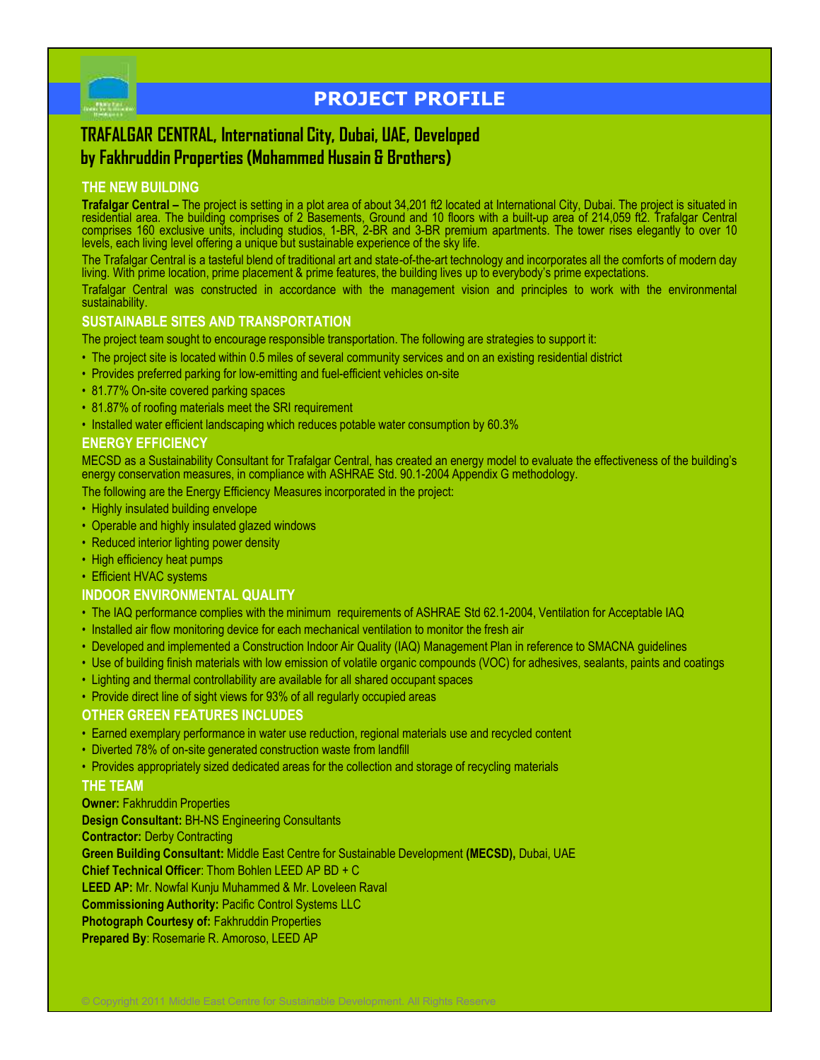# PROJECT PROFILE

## TRAFALGAR CENTRAL, International City, Dubai, UAE, Developed by Fakhruddin Properties (Mohammed Husain & Brothers)

### THE NEW BUILDING

**Trafalgar Central –** The project is setting in a plot area of about 34,201 ft2 located at International City, Dubai. The project is situated in residential area. The building comprises of 2 Basements, Ground and 10 floors with a built-up area of 214,059 ft2. Trafalgar Central comprises 160 exclusive units, including studios, 1-BR, 2-BR and 3-BR premium apartments. The tower rises elegantly to over 10 levels, each living level offering a unique but sustainable experience of the sky life.

The Trafalgar Central is a tasteful blend of traditional art and state-of-the-art technology and incorporates all the comforts of modern day living. With prime location, prime placement & prime features, the building lives up to everybody's prime expectations.

Trafalgar Central was constructed in accordance with the management vision and principles to work with the environmental sustainability.

### SUSTAINABLE SITES AND TRANSPORTATION

The project team sought to encourage responsible transportation. The following are strategies to support it:

- The project site is located within 0.5 miles of several community services and on an existing residential district
- Provides preferred parking for low-emitting and fuel-efficient vehicles on-site
- 81.77% On-site covered parking spaces
- 81.87% of roofing materials meet the SRI requirement
- Installed water efficient landscaping which reduces potable water consumption by 60.3%

### ENERGY EFFICIENCY

MECSD as a Sustainability Consultant for Trafalgar Central, has created an energy model to evaluate the effectiveness of the building's energy conservation measures, in compliance with ASHRAE Std. 90.1-2004 Appendix G methodology.

The following are the Energy Efficiency Measures incorporated in the project:

- Highly insulated building envelope
- Operable and highly insulated glazed windows
- Reduced interior lighting power density
- High efficiency heat pumps
- Efficient HVAC systems

### INDOOR ENVIRONMENTAL QUALITY

- The IAQ performance complies with the minimum requirements of ASHRAE Std 62.1-2004, Ventilation for Acceptable IAQ
- Installed air flow monitoring device for each mechanical ventilation to monitor the fresh air
- Developed and implemented a Construction Indoor Air Quality (IAQ) Management Plan in reference to SMACNA guidelines
- Use of building finish materials with low emission of volatile organic compounds (VOC) for adhesives, sealants, paints and coatings
- Lighting and thermal controllability are available for all shared occupant spaces
- Provide direct line of sight views for 93% of all regularly occupied areas

### OTHER GREEN FEATURES INCLUDES

- Earned exemplary performance in water use reduction, regional materials use and recycled content
- Diverted 78% of on-site generated construction waste from landfill
- Provides appropriately sized dedicated areas for the collection and storage of recycling materials

### THE TEAM

**Owner:** Fakhruddin Properties

**Design Consultant:** BH-NS Engineering Consultants

**Contractor:** Derby Contracting

**Green Building Consultant:** Middle East Centre for Sustainable Development **(MECSD),** Dubai, UAE

**Chief Technical Officer**: Thom Bohlen LEED AP BD + C

**LEED AP:** Mr. Nowfal Kunju Muhammed & Mr. Loveleen Raval

**Commissioning Authority:** Pacific Control Systems LLC

**Photograph Courtesy of:** Fakhruddin Properties

**Prepared By**: Rosemarie R. Amoroso, LEED AP

© Copyright 2011 Middle East Centre for Sustainable Development. All Rights Reserve